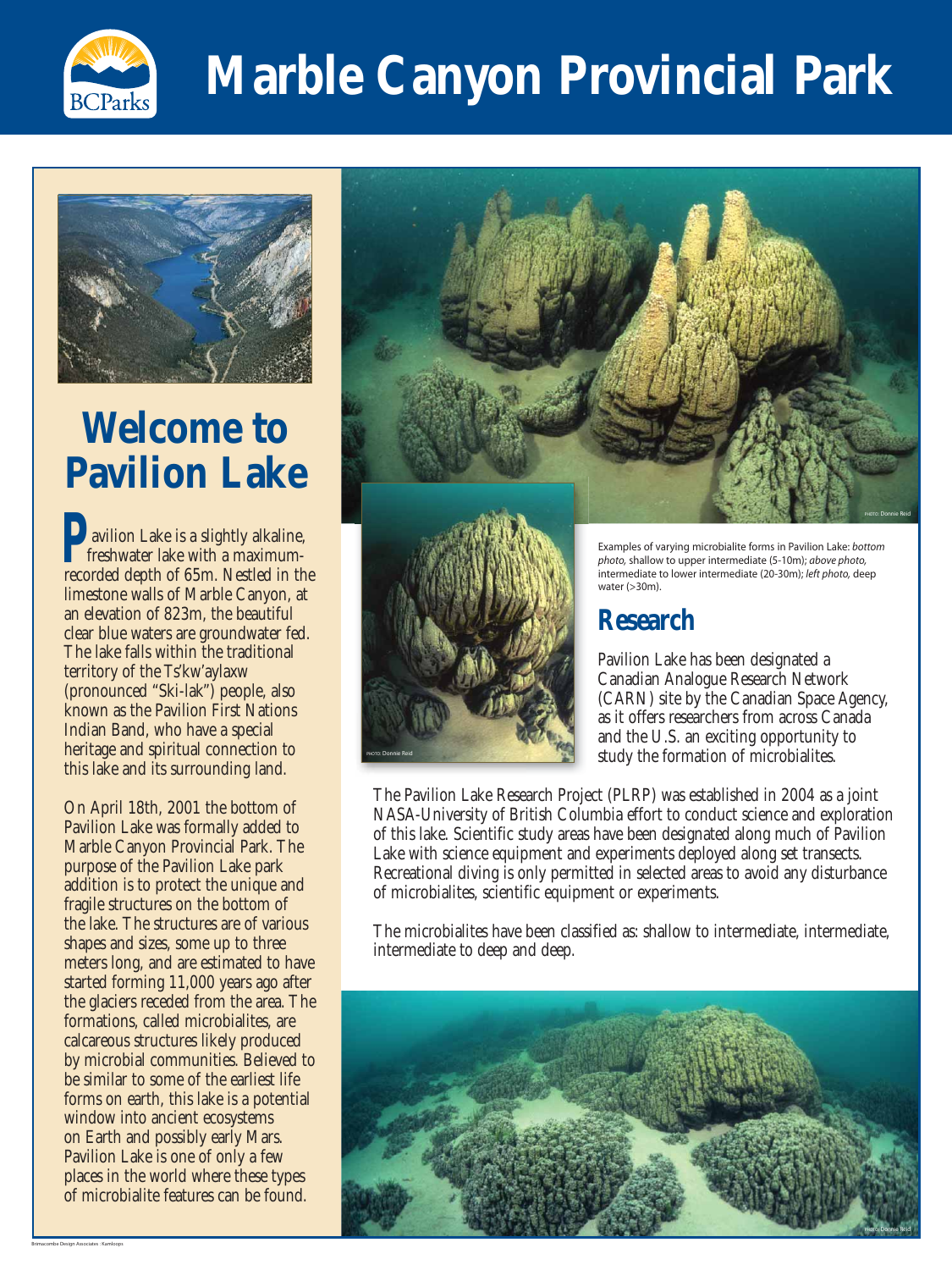# Marble Canyon Provincial Park

## Welcome to Pavilion Lake

Pavilion Lake is a slightly alkaline, freshwater lake with a maximum-recorded depth of 65m. Nestled in the limestone walls of Marble Canyon, at an elevation of 823m, the beautiful clear blue waters are groundwater fed. The lake falls within the traditional territory of the Ts'kw'aylaxw (pronounced "Ski-lak") people, also known as the Pavilion First Nations Indian Band, who have a special heritage and spiritual connection to this lake and its surrounding land.

On April 18th, 2001 the bottom of Pavilion Lake was formally added to Marble Canyon Provincial Park. The purpose of the Pavilion Lake park addition is to protect the unique and fragile structures on the bottom of the lake. The structures are of various shapes and sizes, some up to three meters long, and are estimated to have started forming 11,000 years ago after the glaciers receded from the area. The formations, called microbialites, are calcareous structures likely produced by microbial communities. Believed to be similar to some of the earliest life forms on earth, this lake is a potential window into ancient ecosystems on Earth and possibly early Mars. Pavilion Lake is one of only a few places in the world where these types of microbialite features can be found.

Examples of varying microbialite forms in Pavilion Lake: *bottom photo,* shallow to upper intermediate (5-10m); *above photo,* intermediate to lower intermediate (20-30m); *left photo,* deep water (>30m).

## Research

Pavilion Lake has been designated a Canadian Analogue Research Network (CARN) site by the Canadian Space Agency, as it offers researchers from across Canada and the U.S. an exciting opportunity to study the formation of microbialites.

The Pavilion Lake Research Project (PLRP) was established in 2004 as a joint NASA-University of British Columbia effort to conduct science and exploration of this lake. Scientific study areas have been designated along much of Pavilion Lake with science equipment and experiments deployed along set transects. Recreational diving is only permitted in selected areas to avoid any disturbance of microbialites, scientific equipment or experiments.

The microbialites have been classified as: shallow to intermediate, intermediate, intermediate to deep and deep.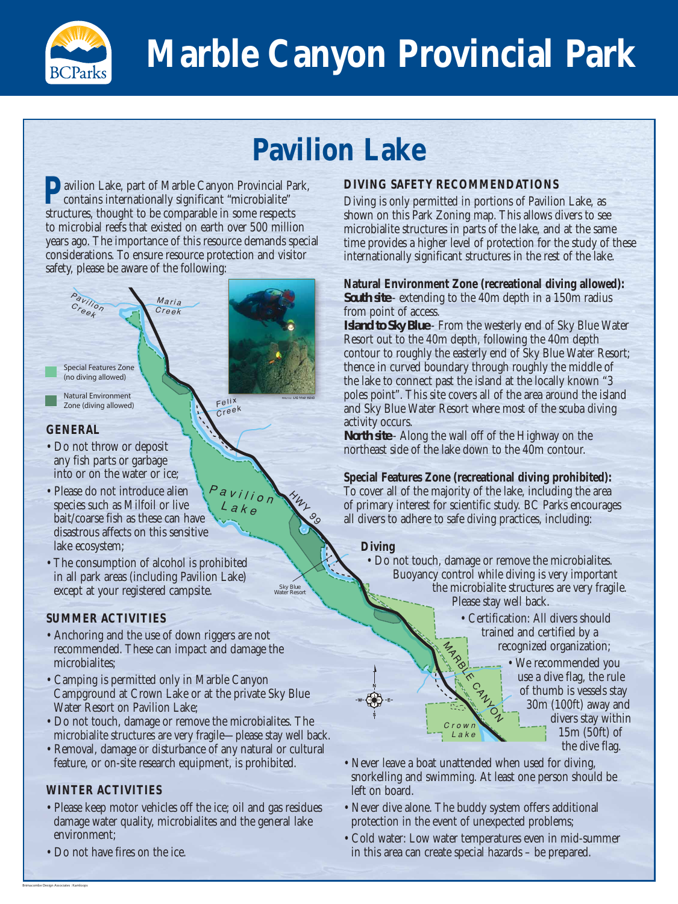# Marble Canyon Provincial Park

## Pavilion Lake

Pavilion Lake, part of Marble Canyon Provincial Park, contains internationally significant "microbialite" structures, thought to be comparable in some respects to microbial reefs that existed on earth over 500 million years ago. The importance of this resource demands special considerations. To ensure resource protection and visitor safety, please be aware of the following:

Special Features Zone (no diving allowed)

Natural Environment Zone (diving allowed)

### GENERAL

- Do not throw or deposit any fish parts or garbage into or on the water or ice;
- Please do not introduce alien species such as Milfoil or live bait/coarse fish as these can have disastrous affects on this sensitive lake ecosystem;
- The consumption of alcohol is prohibited in all park areas (including Pavilion Lake) except at your registered campsite.

### SUMMER ACTIVITIES

- Anchoring and the use of down riggers are not recommended. These can impact and damage the microbialites;
- Camping is permitted only in Marble Canyon Campground at Crown Lake or at the private Sky Blue Water Resort on Pavilion Lake;
- Do not touch, damage or remove the microbialites. The microbialite structures are very fragile—please stay well back.
- Removal, damage or disturbance of any natural or cultural feature, or on-site research equipment, is prohibited.

### WINTER ACTIVITIES

- Please keep motor vehicles off the ice; oil and gas residues damage water quality, microbialites and the general lake environment;
- Do not have fires on the ice.

### DIVING SAFETY RECOMMENDATIONS

Diving is only permitted in portions of Pavilion Lake, as shown on this Park Zoning map. This allows divers to see microbialite structures in parts of the lake, and at the same time provides a higher level of protection for the study of these internationally significant structures in the rest of the lake.

**Natural Environment Zone (recreational diving allowed):**

***South site*** - extending to the 40m depth in a 150m radius from point of access.

***Island to Sky Blue*** - From the westerly end of Sky Blue Water Resort out to the 40m depth, following the 40m depth contour to roughly the easterly end of Sky Blue Water Resort; thence in curved boundary through roughly the middle of the lake to connect past the island at the locally known "3 poles point". This site covers all of the area around the island and Sky Blue Water Resort where most of the scuba diving activity occurs.

***North site*** - Along the wall off of the Highway on the northeast side of the lake down to the 40m contour.

**Special Features Zone (recreational diving prohibited):**
To cover all of the majority of the lake, including the area of primary interest for scientific study. BC Parks encourages all divers to adhere to safe diving practices, including:

#### Diving

- Do not touch, damage or remove the microbialites. Buoyancy control while diving is very important the microbialite structures are very fragile. Please stay well back.
- Certification: All divers should trained and certified by a recognized organization;
- We recommended you use a dive flag, the rule of thumb is vessels stay 30m (100ft) away and divers stay within 15m (50ft) of the dive flag.
- Never leave a boat unattended when used for diving, snorkelling and swimming. At least one person should be left on board.
- Never dive alone. The buddy system offers additional protection in the event of unexpected problems;
- Cold water: Low water temperatures even in mid-summer in this area can create special hazards – be prepared.